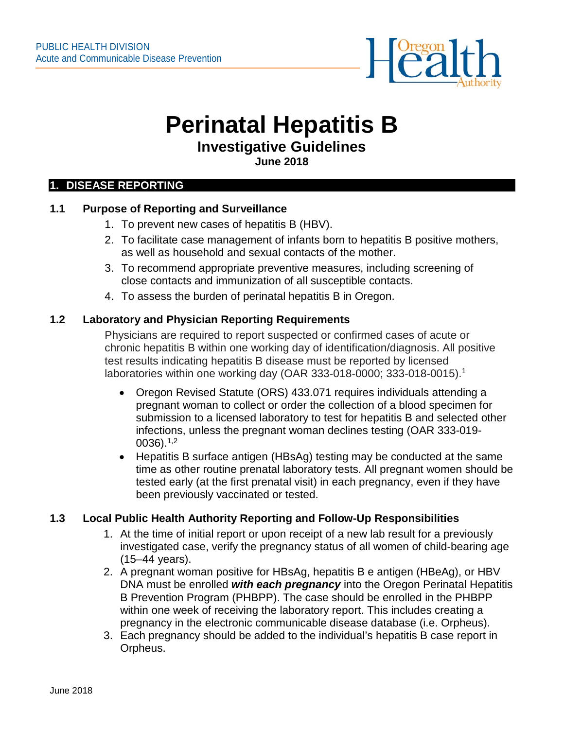PUBLIC HEALTH DIVISION
Acute and Communicable Disease Prevention

# Perinatal Hepatitis B

## Investigative Guidelines

**June 2018**

## 1. DISEASE REPORTING

### 1.1 Purpose of Reporting and Surveillance

1. To prevent new cases of hepatitis B (HBV).
2. To facilitate case management of infants born to hepatitis B positive mothers, as well as household and sexual contacts of the mother.
3. To recommend appropriate preventive measures, including screening of close contacts and immunization of all susceptible contacts.
4. To assess the burden of perinatal hepatitis B in Oregon.

### 1.2 Laboratory and Physician Reporting Requirements

Physicians are required to report suspected or confirmed cases of acute or chronic hepatitis B within one working day of identification/diagnosis. All positive test results indicating hepatitis B disease must be reported by licensed laboratories within one working day (OAR 333-018-0000; 333-018-0015).[1]

- Oregon Revised Statute (ORS) 433.071 requires individuals attending a pregnant woman to collect or order the collection of a blood specimen for submission to a licensed laboratory to test for hepatitis B and selected other infections, unless the pregnant woman declines testing (OAR 333-019-0036).[1,2]
- Hepatitis B surface antigen (HBsAg) testing may be conducted at the same time as other routine prenatal laboratory tests. All pregnant women should be tested early (at the first prenatal visit) in each pregnancy, even if they have been previously vaccinated or tested.

### 1.3 Local Public Health Authority Reporting and Follow-Up Responsibilities

1. At the time of initial report or upon receipt of a new lab result for a previously investigated case, verify the pregnancy status of all women of child-bearing age (15–44 years).
2. A pregnant woman positive for HBsAg, hepatitis B e antigen (HBeAg), or HBV DNA must be enrolled ***with each pregnancy*** into the Oregon Perinatal Hepatitis B Prevention Program (PHBPP). The case should be enrolled in the PHBPP within one week of receiving the laboratory report. This includes creating a pregnancy in the electronic communicable disease database (i.e. Orpheus).
3. Each pregnancy should be added to the individual's hepatitis B case report in Orpheus.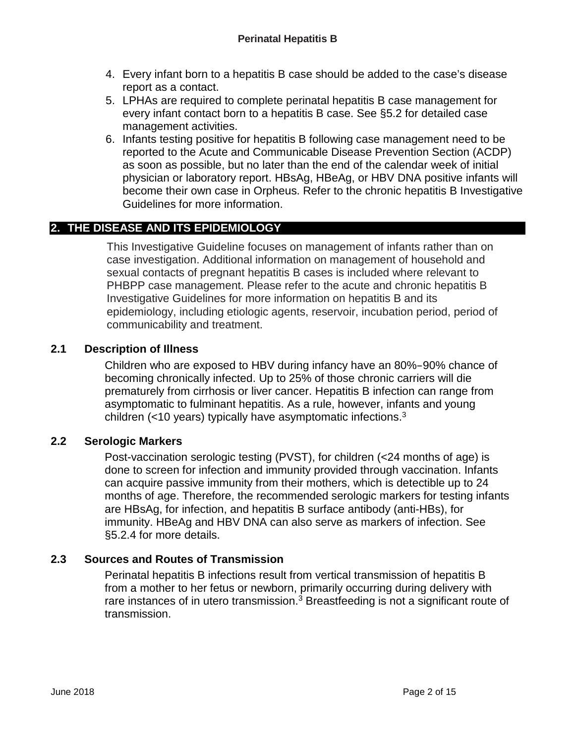4. Every infant born to a hepatitis B case should be added to the case's disease report as a contact.
5. LPHAs are required to complete perinatal hepatitis B case management for every infant contact born to a hepatitis B case. See §5.2 for detailed case management activities.
6. Infants testing positive for hepatitis B following case management need to be reported to the Acute and Communicable Disease Prevention Section (ACDP) as soon as possible, but no later than the end of the calendar week of initial physician or laboratory report. HBsAg, HBeAg, or HBV DNA positive infants will become their own case in Orpheus. Refer to the chronic hepatitis B Investigative Guidelines for more information.

## 2. THE DISEASE AND ITS EPIDEMIOLOGY

This Investigative Guideline focuses on management of infants rather than on case investigation. Additional information on management of household and sexual contacts of pregnant hepatitis B cases is included where relevant to PHBPP case management. Please refer to the acute and chronic hepatitis B Investigative Guidelines for more information on hepatitis B and its epidemiology, including etiologic agents, reservoir, incubation period, period of communicability and treatment.

### 2.1 Description of Illness

Children who are exposed to HBV during infancy have an 80%–90% chance of becoming chronically infected. Up to 25% of those chronic carriers will die prematurely from cirrhosis or liver cancer. Hepatitis B infection can range from asymptomatic to fulminant hepatitis. As a rule, however, infants and young children (<10 years) typically have asymptomatic infections.[3]

### 2.2 Serologic Markers

Post-vaccination serologic testing (PVST), for children (<24 months of age) is done to screen for infection and immunity provided through vaccination. Infants can acquire passive immunity from their mothers, which is detectible up to 24 months of age. Therefore, the recommended serologic markers for testing infants are HBsAg, for infection, and hepatitis B surface antibody (anti-HBs), for immunity. HBeAg and HBV DNA can also serve as markers of infection. See §5.2.4 for more details.

### 2.3 Sources and Routes of Transmission

Perinatal hepatitis B infections result from vertical transmission of hepatitis B from a mother to her fetus or newborn, primarily occurring during delivery with rare instances of in utero transmission.[3] Breastfeeding is not a significant route of transmission.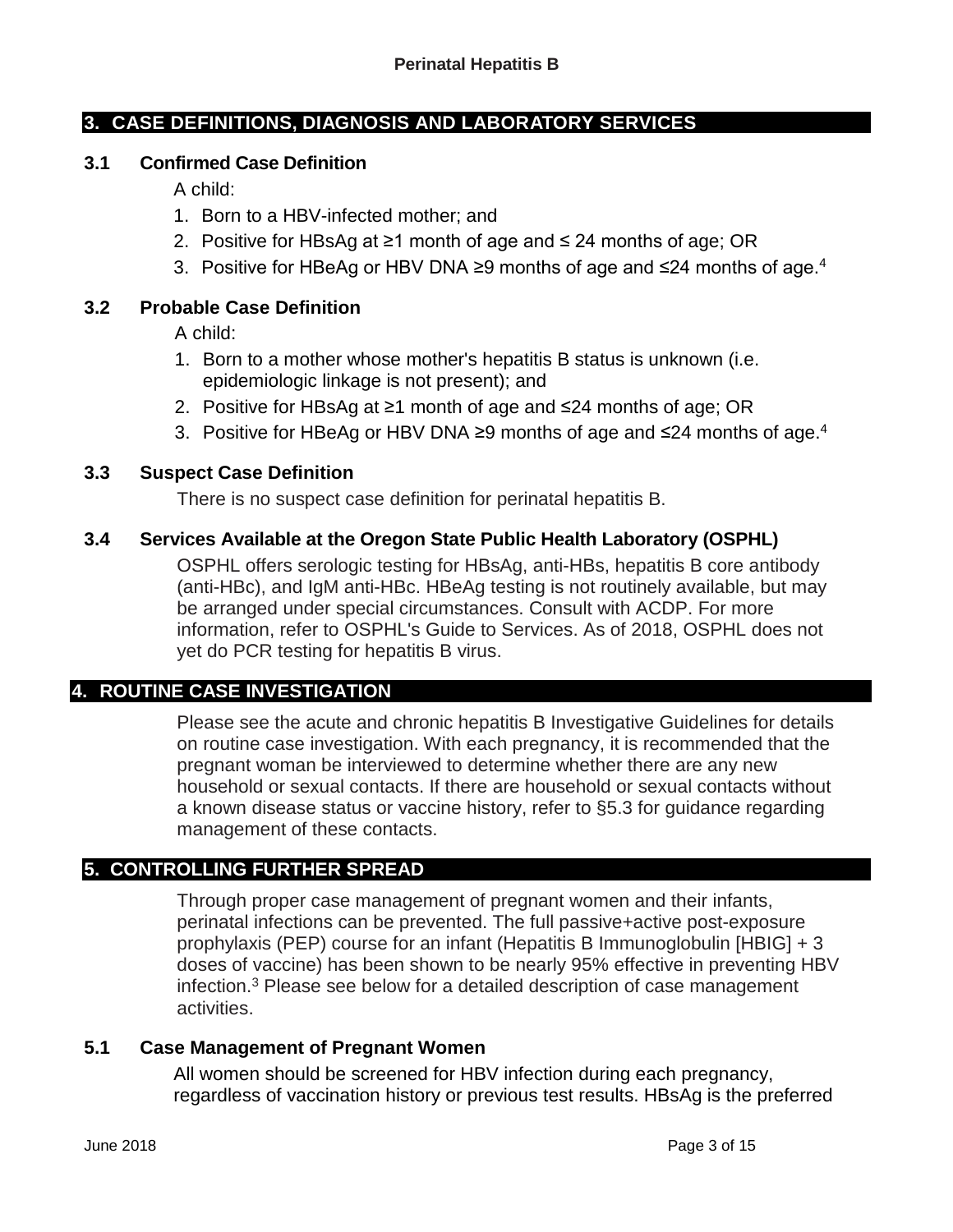## 3. CASE DEFINITIONS, DIAGNOSIS AND LABORATORY SERVICES

### 3.1 Confirmed Case Definition

A child:

1. Born to a HBV-infected mother; and
2. Positive for HBsAg at ≥1 month of age and ≤ 24 months of age; OR
3. Positive for HBeAg or HBV DNA ≥9 months of age and ≤24 months of age.[4]

### 3.2 Probable Case Definition

A child:

1. Born to a mother whose mother's hepatitis B status is unknown (i.e. epidemiologic linkage is not present); and
2. Positive for HBsAg at ≥1 month of age and ≤24 months of age; OR
3. Positive for HBeAg or HBV DNA ≥9 months of age and ≤24 months of age.[4]

### 3.3 Suspect Case Definition

There is no suspect case definition for perinatal hepatitis B.

### 3.4 Services Available at the Oregon State Public Health Laboratory (OSPHL)

OSPHL offers serologic testing for HBsAg, anti-HBs, hepatitis B core antibody (anti-HBc), and IgM anti-HBc. HBeAg testing is not routinely available, but may be arranged under special circumstances. Consult with ACDP. For more information, refer to OSPHL's Guide to Services. As of 2018, OSPHL does not yet do PCR testing for hepatitis B virus.

## 4. ROUTINE CASE INVESTIGATION

Please see the acute and chronic hepatitis B Investigative Guidelines for details on routine case investigation. With each pregnancy, it is recommended that the pregnant woman be interviewed to determine whether there are any new household or sexual contacts. If there are household or sexual contacts without a known disease status or vaccine history, refer to §5.3 for guidance regarding management of these contacts.

## 5. CONTROLLING FURTHER SPREAD

Through proper case management of pregnant women and their infants, perinatal infections can be prevented. The full passive+active post-exposure prophylaxis (PEP) course for an infant (Hepatitis B Immunoglobulin [HBIG] + 3 doses of vaccine) has been shown to be nearly 95% effective in preventing HBV infection.[3] Please see below for a detailed description of case management activities.

### 5.1 Case Management of Pregnant Women

All women should be screened for HBV infection during each pregnancy, regardless of vaccination history or previous test results. HBsAg is the preferred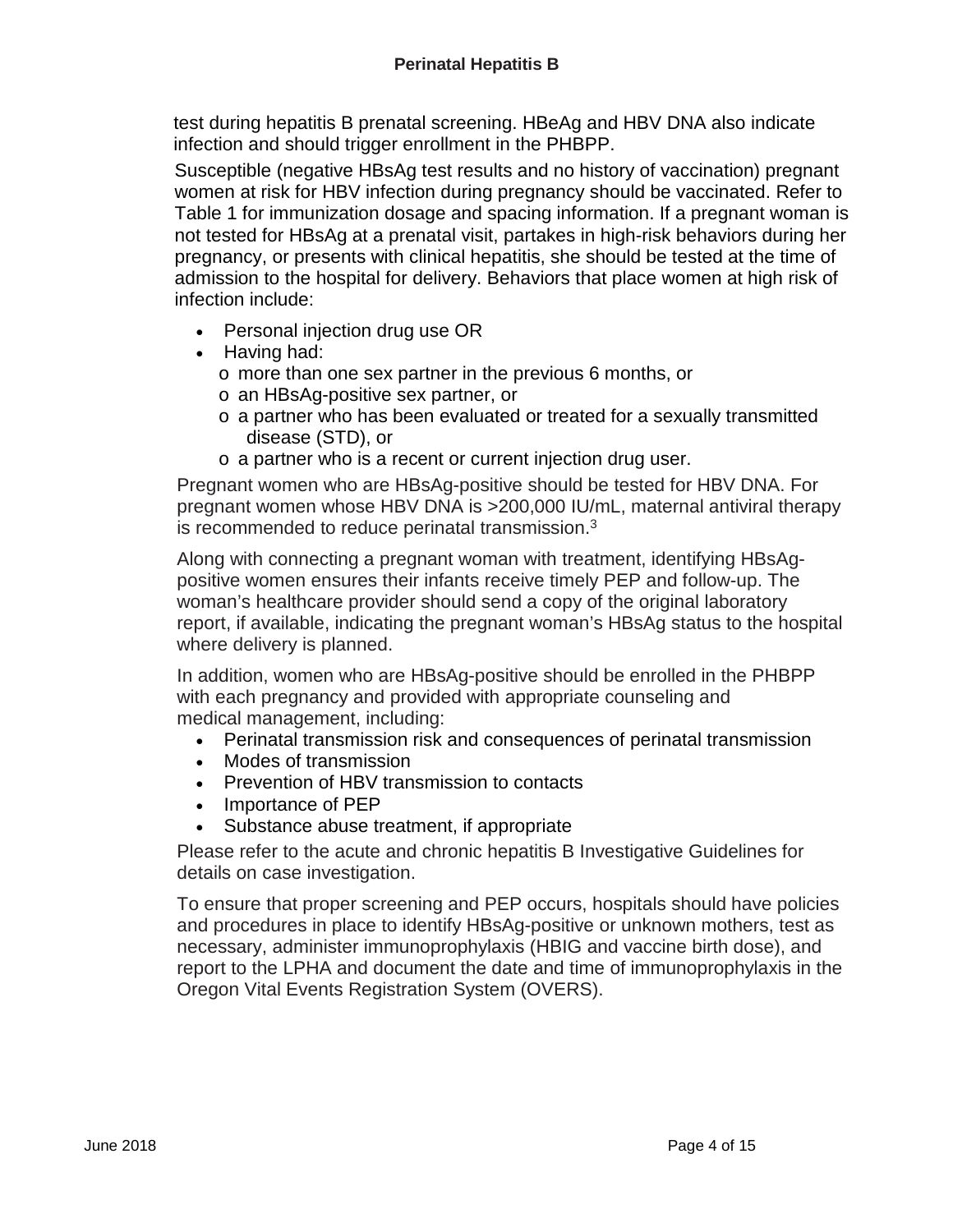test during hepatitis B prenatal screening. HBeAg and HBV DNA also indicate infection and should trigger enrollment in the PHBPP.

Susceptible (negative HBsAg test results and no history of vaccination) pregnant women at risk for HBV infection during pregnancy should be vaccinated. Refer to Table 1 for immunization dosage and spacing information. If a pregnant woman is not tested for HBsAg at a prenatal visit, partakes in high-risk behaviors during her pregnancy, or presents with clinical hepatitis, she should be tested at the time of admission to the hospital for delivery. Behaviors that place women at high risk of infection include:

- Personal injection drug use OR
- Having had:
  - more than one sex partner in the previous 6 months, or
  - an HBsAg-positive sex partner, or
  - a partner who has been evaluated or treated for a sexually transmitted disease (STD), or
  - a partner who is a recent or current injection drug user.

Pregnant women who are HBsAg-positive should be tested for HBV DNA. For pregnant women whose HBV DNA is >200,000 IU/mL, maternal antiviral therapy is recommended to reduce perinatal transmission.[3]

Along with connecting a pregnant woman with treatment, identifying HBsAg-positive women ensures their infants receive timely PEP and follow-up. The woman's healthcare provider should send a copy of the original laboratory report, if available, indicating the pregnant woman's HBsAg status to the hospital where delivery is planned.

In addition, women who are HBsAg-positive should be enrolled in the PHBPP with each pregnancy and provided with appropriate counseling and medical management, including:

- Perinatal transmission risk and consequences of perinatal transmission
- Modes of transmission
- Prevention of HBV transmission to contacts
- Importance of PEP
- Substance abuse treatment, if appropriate

Please refer to the acute and chronic hepatitis B Investigative Guidelines for details on case investigation.

To ensure that proper screening and PEP occurs, hospitals should have policies and procedures in place to identify HBsAg-positive or unknown mothers, test as necessary, administer immunoprophylaxis (HBIG and vaccine birth dose), and report to the LPHA and document the date and time of immunoprophylaxis in the Oregon Vital Events Registration System (OVERS).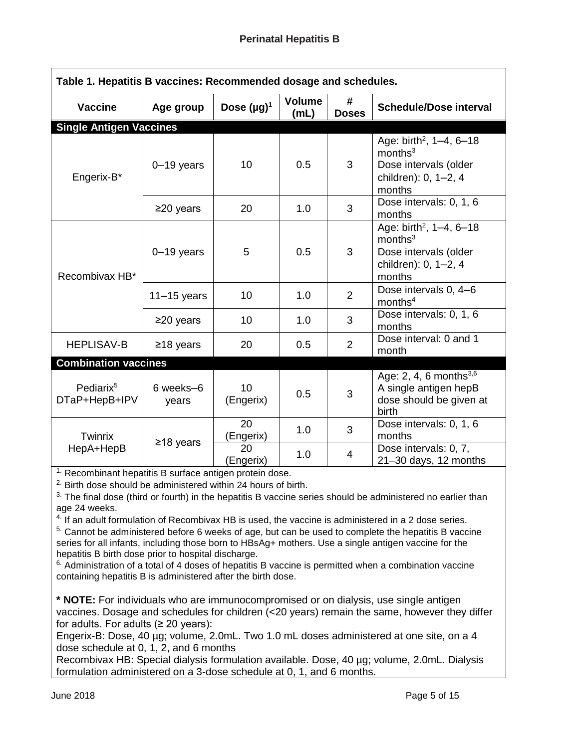**Table 1. Hepatitis B vaccines: Recommended dosage and schedules.**

| Vaccine | Age group | Dose (µg)[1] | Volume (mL) | # Doses | Schedule/Dose interval |
|---|---|---|---|---|---|
| **Single Antigen Vaccines** | | | | | |
| Engerix-B* | 0–19 years | 10 | 0.5 | 3 | Age: birth[2], 1–4, 6–18 months[3] Dose intervals (older children): 0, 1–2, 4 months |
| | ≥20 years | 20 | 1.0 | 3 | Dose intervals: 0, 1, 6 months |
| Recombivax HB* | 0–19 years | 5 | 0.5 | 3 | Age: birth[2], 1–4, 6–18 months[3] Dose intervals (older children): 0, 1–2, 4 months |
| | 11–15 years | 10 | 1.0 | 2 | Dose intervals 0, 4–6 months[4] |
| | ≥20 years | 10 | 1.0 | 3 | Dose intervals: 0, 1, 6 months |
| HEPLISAV-B | ≥18 years | 20 | 0.5 | 2 | Dose interval: 0 and 1 month |
| **Combination vaccines** | | | | | |
| Pediarix[5] DTaP+HepB+IPV | 6 weeks–6 years | 10 (Engerix) | 0.5 | 3 | Age: 2, 4, 6 months[3,6] A single antigen hepB dose should be given at birth |
| Twinrix HepA+HepB | ≥18 years | 20 (Engerix) | 1.0 | 3 | Dose intervals: 0, 1, 6 months |
| | | 20 (Engerix) | 1.0 | 4 | Dose intervals: 0, 7, 21–30 days, 12 months |

1. Recombinant hepatitis B surface antigen protein dose.
2. Birth dose should be administered within 24 hours of birth.
3. The final dose (third or fourth) in the hepatitis B vaccine series should be administered no earlier than age 24 weeks.
4. If an adult formulation of Recombivax HB is used, the vaccine is administered in a 2 dose series.
5. Cannot be administered before 6 weeks of age, but can be used to complete the hepatitis B vaccine series for all infants, including those born to HBsAg+ mothers. Use a single antigen vaccine for the hepatitis B birth dose prior to hospital discharge.
6. Administration of a total of 4 doses of hepatitis B vaccine is permitted when a combination vaccine containing hepatitis B is administered after the birth dose.

**\* NOTE:** For individuals who are immunocompromised or on dialysis, use single antigen vaccines. Dosage and schedules for children (<20 years) remain the same, however they differ for adults. For adults (≥ 20 years):
Engerix-B: Dose, 40 µg; volume, 2.0mL. Two 1.0 mL doses administered at one site, on a 4 dose schedule at 0, 1, 2, and 6 months
Recombivax HB: Special dialysis formulation available. Dose, 40 µg; volume, 2.0mL. Dialysis formulation administered on a 3-dose schedule at 0, 1, and 6 months.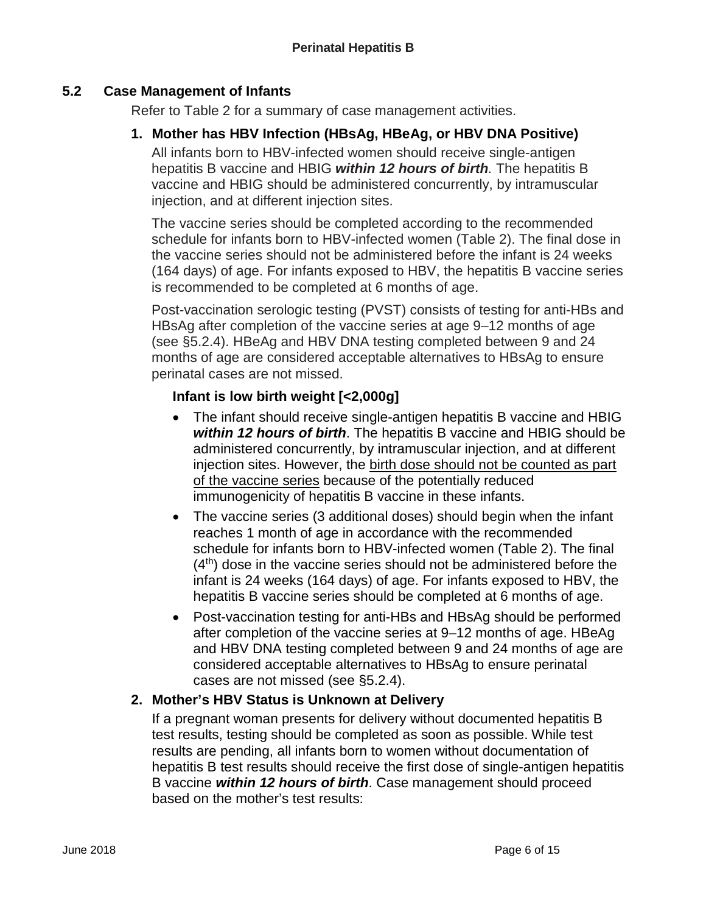## 5.2 Case Management of Infants

Refer to Table 2 for a summary of case management activities.

### 1. Mother has HBV Infection (HBsAg, HBeAg, or HBV DNA Positive)

All infants born to HBV-infected women should receive single-antigen hepatitis B vaccine and HBIG ***within 12 hours of birth***. The hepatitis B vaccine and HBIG should be administered concurrently, by intramuscular injection, and at different injection sites.

The vaccine series should be completed according to the recommended schedule for infants born to HBV-infected women (Table 2). The final dose in the vaccine series should not be administered before the infant is 24 weeks (164 days) of age. For infants exposed to HBV, the hepatitis B vaccine series is recommended to be completed at 6 months of age.

Post-vaccination serologic testing (PVST) consists of testing for anti-HBs and HBsAg after completion of the vaccine series at age 9–12 months of age (see §5.2.4). HBeAg and HBV DNA testing completed between 9 and 24 months of age are considered acceptable alternatives to HBsAg to ensure perinatal cases are not missed.

#### Infant is low birth weight [<2,000g]

- The infant should receive single-antigen hepatitis B vaccine and HBIG ***within 12 hours of birth***. The hepatitis B vaccine and HBIG should be administered concurrently, by intramuscular injection, and at different injection sites. However, the birth dose should not be counted as part of the vaccine series because of the potentially reduced immunogenicity of hepatitis B vaccine in these infants.
- The vaccine series (3 additional doses) should begin when the infant reaches 1 month of age in accordance with the recommended schedule for infants born to HBV-infected women (Table 2). The final (4th) dose in the vaccine series should not be administered before the infant is 24 weeks (164 days) of age. For infants exposed to HBV, the hepatitis B vaccine series should be completed at 6 months of age.
- Post-vaccination testing for anti-HBs and HBsAg should be performed after completion of the vaccine series at 9–12 months of age. HBeAg and HBV DNA testing completed between 9 and 24 months of age are considered acceptable alternatives to HBsAg to ensure perinatal cases are not missed (see §5.2.4).

### 2. Mother's HBV Status is Unknown at Delivery

If a pregnant woman presents for delivery without documented hepatitis B test results, testing should be completed as soon as possible. While test results are pending, all infants born to women without documentation of hepatitis B test results should receive the first dose of single-antigen hepatitis B vaccine ***within 12 hours of birth***. Case management should proceed based on the mother's test results: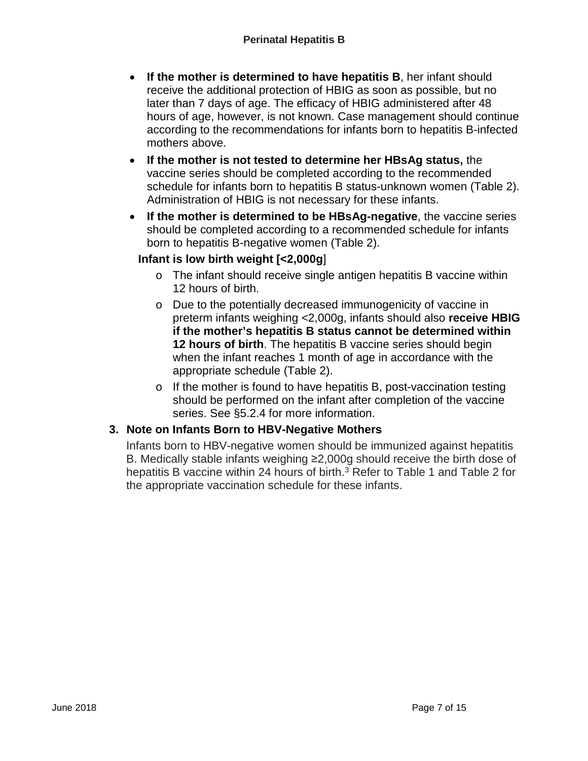- **If the mother is determined to have hepatitis B**, her infant should receive the additional protection of HBIG as soon as possible, but no later than 7 days of age. The efficacy of HBIG administered after 48 hours of age, however, is not known. Case management should continue according to the recommendations for infants born to hepatitis B-infected mothers above.
- **If the mother is not tested to determine her HBsAg status,** the vaccine series should be completed according to the recommended schedule for infants born to hepatitis B status-unknown women (Table 2). Administration of HBIG is not necessary for these infants.
- **If the mother is determined to be HBsAg-negative**, the vaccine series should be completed according to a recommended schedule for infants born to hepatitis B-negative women (Table 2).

**Infant is low birth weight [<2,000g**]

- o The infant should receive single antigen hepatitis B vaccine within 12 hours of birth.
- o Due to the potentially decreased immunogenicity of vaccine in preterm infants weighing <2,000g, infants should also **receive HBIG if the mother's hepatitis B status cannot be determined within 12 hours of birth**. The hepatitis B vaccine series should begin when the infant reaches 1 month of age in accordance with the appropriate schedule (Table 2).
- o If the mother is found to have hepatitis B, post-vaccination testing should be performed on the infant after completion of the vaccine series. See §5.2.4 for more information.

### 3. Note on Infants Born to HBV-Negative Mothers

Infants born to HBV-negative women should be immunized against hepatitis B. Medically stable infants weighing ≥2,000g should receive the birth dose of hepatitis B vaccine within 24 hours of birth.[3] Refer to Table 1 and Table 2 for the appropriate vaccination schedule for these infants.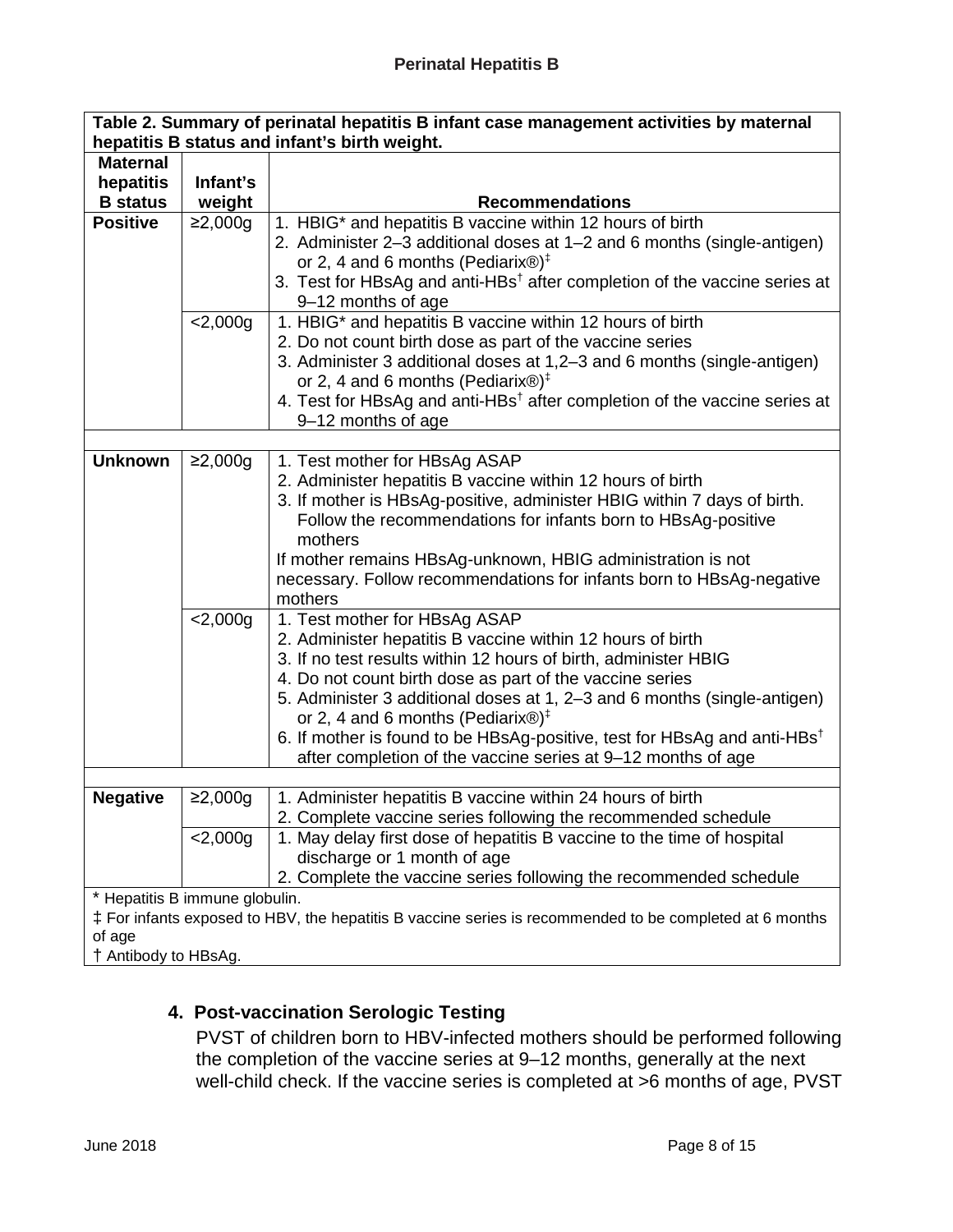| Table 2. Summary of perinatal hepatitis B infant case management activities by maternal hepatitis B status and infant's birth weight. | | |
|---|---|---|
| **Maternal hepatitis B status** | **Infant's weight** | **Recommendations** |
| **Positive** | ≥2,000g | 1. HBIG* and hepatitis B vaccine within 12 hours of birth<br>2. Administer 2–3 additional doses at 1–2 and 6 months (single-antigen) or 2, 4 and 6 months (Pediarix®)‡<br>3. Test for HBsAg and anti-HBs† after completion of the vaccine series at 9–12 months of age |
| | <2,000g | 1. HBIG* and hepatitis B vaccine within 12 hours of birth<br>2. Do not count birth dose as part of the vaccine series<br>3. Administer 3 additional doses at 1,2–3 and 6 months (single-antigen) or 2, 4 and 6 months (Pediarix®)‡<br>4. Test for HBsAg and anti-HBs† after completion of the vaccine series at 9–12 months of age |
| **Unknown** | ≥2,000g | 1. Test mother for HBsAg ASAP<br>2. Administer hepatitis B vaccine within 12 hours of birth<br>3. If mother is HBsAg-positive, administer HBIG within 7 days of birth. Follow the recommendations for infants born to HBsAg-positive mothers<br>If mother remains HBsAg-unknown, HBIG administration is not necessary. Follow recommendations for infants born to HBsAg-negative mothers |
| | <2,000g | 1. Test mother for HBsAg ASAP<br>2. Administer hepatitis B vaccine within 12 hours of birth<br>3. If no test results within 12 hours of birth, administer HBIG<br>4. Do not count birth dose as part of the vaccine series<br>5. Administer 3 additional doses at 1, 2–3 and 6 months (single-antigen) or 2, 4 and 6 months (Pediarix®)‡<br>6. If mother is found to be HBsAg-positive, test for HBsAg and anti-HBs† after completion of the vaccine series at 9–12 months of age |
| **Negative** | ≥2,000g | 1. Administer hepatitis B vaccine within 24 hours of birth<br>2. Complete vaccine series following the recommended schedule |
| | <2,000g | 1. May delay first dose of hepatitis B vaccine to the time of hospital discharge or 1 month of age<br>2. Complete the vaccine series following the recommended schedule |

\* Hepatitis B immune globulin.
‡ For infants exposed to HBV, the hepatitis B vaccine series is recommended to be completed at 6 months of age
† Antibody to HBsAg.

### 4. Post-vaccination Serologic Testing

PVST of children born to HBV-infected mothers should be performed following the completion of the vaccine series at 9–12 months, generally at the next well-child check. If the vaccine series is completed at >6 months of age, PVST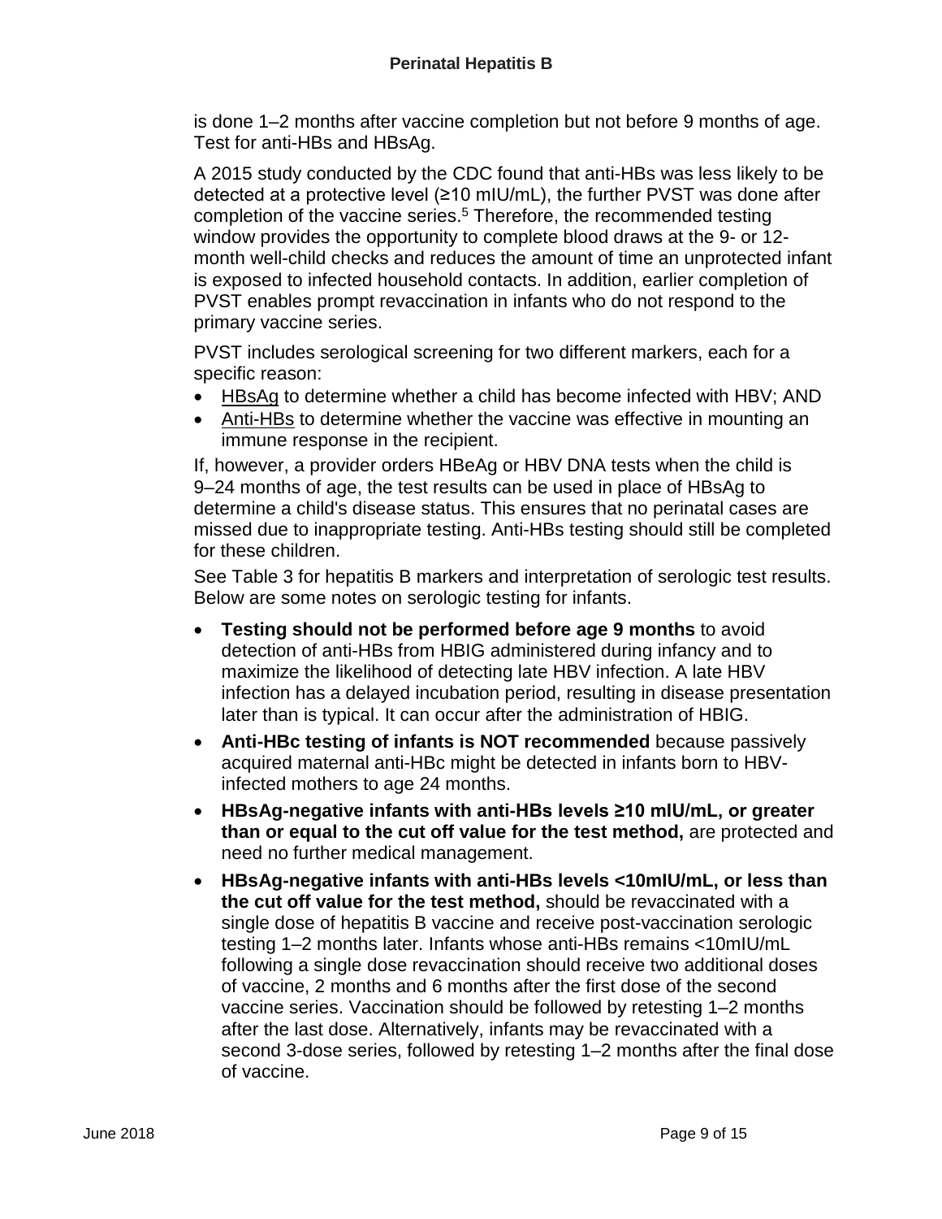is done 1–2 months after vaccine completion but not before 9 months of age. Test for anti-HBs and HBsAg.

A 2015 study conducted by the CDC found that anti-HBs was less likely to be detected at a protective level (≥10 mIU/mL), the further PVST was done after completion of the vaccine series.[5] Therefore, the recommended testing window provides the opportunity to complete blood draws at the 9- or 12-month well-child checks and reduces the amount of time an unprotected infant is exposed to infected household contacts. In addition, earlier completion of PVST enables prompt revaccination in infants who do not respond to the primary vaccine series.

PVST includes serological screening for two different markers, each for a specific reason:

- HBsAg to determine whether a child has become infected with HBV; AND
- Anti-HBs to determine whether the vaccine was effective in mounting an immune response in the recipient.

If, however, a provider orders HBeAg or HBV DNA tests when the child is 9–24 months of age, the test results can be used in place of HBsAg to determine a child's disease status. This ensures that no perinatal cases are missed due to inappropriate testing. Anti-HBs testing should still be completed for these children.

See Table 3 for hepatitis B markers and interpretation of serologic test results. Below are some notes on serologic testing for infants.

- **Testing should not be performed before age 9 months** to avoid detection of anti-HBs from HBIG administered during infancy and to maximize the likelihood of detecting late HBV infection. A late HBV infection has a delayed incubation period, resulting in disease presentation later than is typical. It can occur after the administration of HBIG.
- **Anti-HBc testing of infants is NOT recommended** because passively acquired maternal anti-HBc might be detected in infants born to HBV-infected mothers to age 24 months.
- **HBsAg-negative infants with anti-HBs levels ≥10 mIU/mL, or greater than or equal to the cut off value for the test method,** are protected and need no further medical management.
- **HBsAg-negative infants with anti-HBs levels <10mIU/mL, or less than the cut off value for the test method,** should be revaccinated with a single dose of hepatitis B vaccine and receive post-vaccination serologic testing 1–2 months later. Infants whose anti-HBs remains <10mIU/mL following a single dose revaccination should receive two additional doses of vaccine, 2 months and 6 months after the first dose of the second vaccine series. Vaccination should be followed by retesting 1–2 months after the last dose. Alternatively, infants may be revaccinated with a second 3-dose series, followed by retesting 1–2 months after the final dose of vaccine.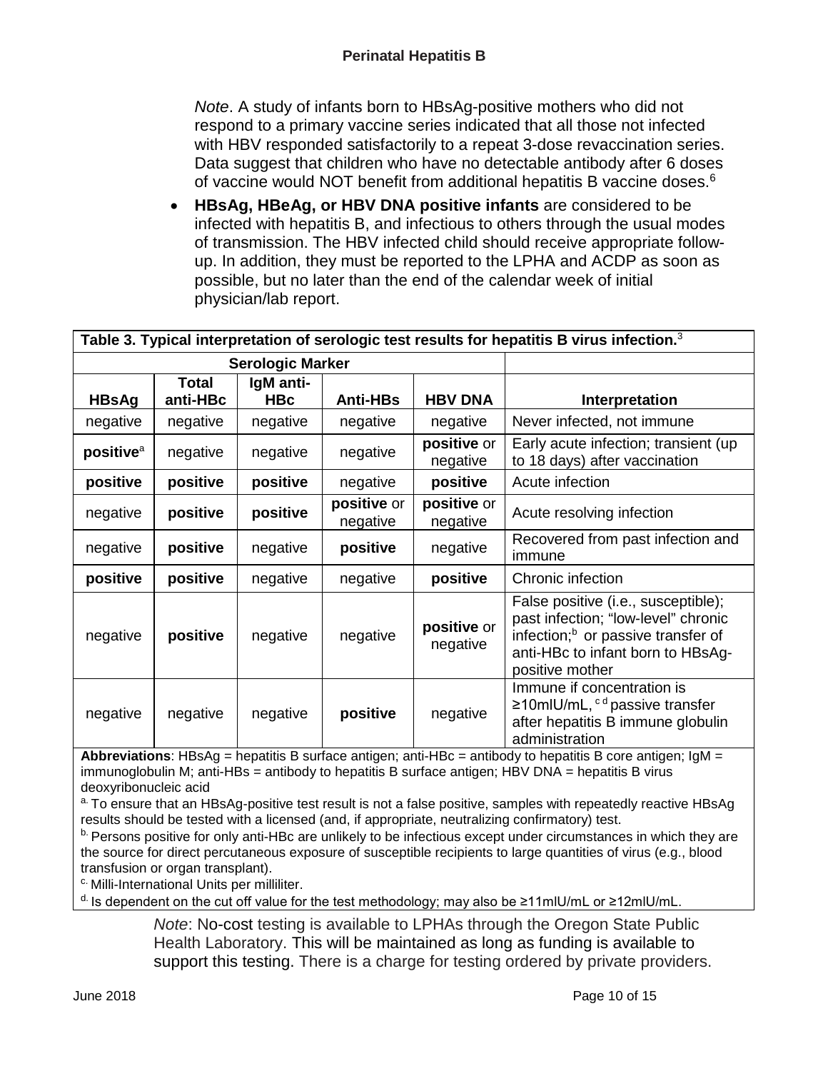*Note*. A study of infants born to HBsAg-positive mothers who did not respond to a primary vaccine series indicated that all those not infected with HBV responded satisfactorily to a repeat 3-dose revaccination series. Data suggest that children who have no detectable antibody after 6 doses of vaccine would NOT benefit from additional hepatitis B vaccine doses.[6]

- **HBsAg, HBeAg, or HBV DNA positive infants** are considered to be infected with hepatitis B, and infectious to others through the usual modes of transmission. The HBV infected child should receive appropriate follow-up. In addition, they must be reported to the LPHA and ACDP as soon as possible, but no later than the end of the calendar week of initial physician/lab report.

**Table 3. Typical interpretation of serologic test results for hepatitis B virus infection.**[3]

| Serologic Marker | | | | | |
|---|---|---|---|---|---|
| **HBsAg** | **Total anti-HBc** | **IgM anti-HBc** | **Anti-HBs** | **HBV DNA** | **Interpretation** |
| negative | negative | negative | negative | negative | Never infected, not immune |
| **positive**[a] | negative | negative | negative | **positive** or negative | Early acute infection; transient (up to 18 days) after vaccination |
| **positive** | **positive** | **positive** | negative | **positive** | Acute infection |
| negative | **positive** | **positive** | **positive** or negative | **positive** or negative | Acute resolving infection |
| negative | **positive** | negative | **positive** | negative | Recovered from past infection and immune |
| **positive** | **positive** | negative | negative | **positive** | Chronic infection |
| negative | **positive** | negative | negative | **positive** or negative | False positive (i.e., susceptible); past infection; "low-level" chronic infection;[b] or passive transfer of anti-HBc to infant born to HBsAg-positive mother |
| negative | negative | negative | **positive** | negative | Immune if concentration is ≥10mIU/mL,[c d] passive transfer after hepatitis B immune globulin administration |

**Abbreviations**: HBsAg = hepatitis B surface antigen; anti-HBc = antibody to hepatitis B core antigen; IgM = immunoglobulin M; anti-HBs = antibody to hepatitis B surface antigen; HBV DNA = hepatitis B virus deoxyribonucleic acid

[a] To ensure that an HBsAg-positive test result is not a false positive, samples with repeatedly reactive HBsAg results should be tested with a licensed (and, if appropriate, neutralizing confirmatory) test.

[b] Persons positive for only anti-HBc are unlikely to be infectious except under circumstances in which they are the source for direct percutaneous exposure of susceptible recipients to large quantities of virus (e.g., blood transfusion or organ transplant).

[c] Milli-International Units per milliliter.

[d] Is dependent on the cut off value for the test methodology; may also be ≥11mIU/mL or ≥12mIU/mL.

*Note*: No-cost testing is available to LPHAs through the Oregon State Public Health Laboratory. This will be maintained as long as funding is available to support this testing. There is a charge for testing ordered by private providers.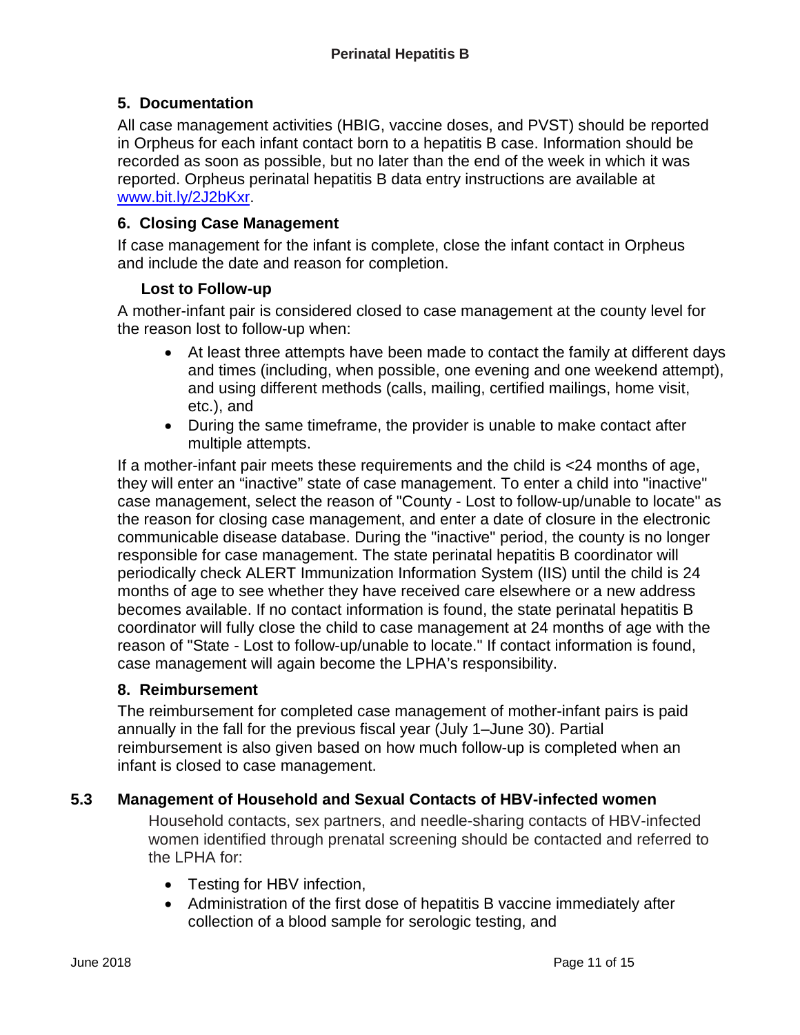### 5. Documentation

All case management activities (HBIG, vaccine doses, and PVST) should be reported in Orpheus for each infant contact born to a hepatitis B case. Information should be recorded as soon as possible, but no later than the end of the week in which it was reported. Orpheus perinatal hepatitis B data entry instructions are available at [www.bit.ly/2J2bKxr](http://www.bit.ly/2J2bKxr).

### 6. Closing Case Management

If case management for the infant is complete, close the infant contact in Orpheus and include the date and reason for completion.

#### Lost to Follow-up

A mother-infant pair is considered closed to case management at the county level for the reason lost to follow-up when:

- At least three attempts have been made to contact the family at different days and times (including, when possible, one evening and one weekend attempt), and using different methods (calls, mailing, certified mailings, home visit, etc.), and
- During the same timeframe, the provider is unable to make contact after multiple attempts.

If a mother-infant pair meets these requirements and the child is <24 months of age, they will enter an "inactive" state of case management. To enter a child into "inactive" case management, select the reason of "County - Lost to follow-up/unable to locate" as the reason for closing case management, and enter a date of closure in the electronic communicable disease database. During the "inactive" period, the county is no longer responsible for case management. The state perinatal hepatitis B coordinator will periodically check ALERT Immunization Information System (IIS) until the child is 24 months of age to see whether they have received care elsewhere or a new address becomes available. If no contact information is found, the state perinatal hepatitis B coordinator will fully close the child to case management at 24 months of age with the reason of "State - Lost to follow-up/unable to locate." If contact information is found, case management will again become the LPHA's responsibility.

### 8. Reimbursement

The reimbursement for completed case management of mother-infant pairs is paid annually in the fall for the previous fiscal year (July 1–June 30). Partial reimbursement is also given based on how much follow-up is completed when an infant is closed to case management.

## 5.3 Management of Household and Sexual Contacts of HBV-infected women

Household contacts, sex partners, and needle-sharing contacts of HBV-infected women identified through prenatal screening should be contacted and referred to the LPHA for:

- Testing for HBV infection,
- Administration of the first dose of hepatitis B vaccine immediately after collection of a blood sample for serologic testing, and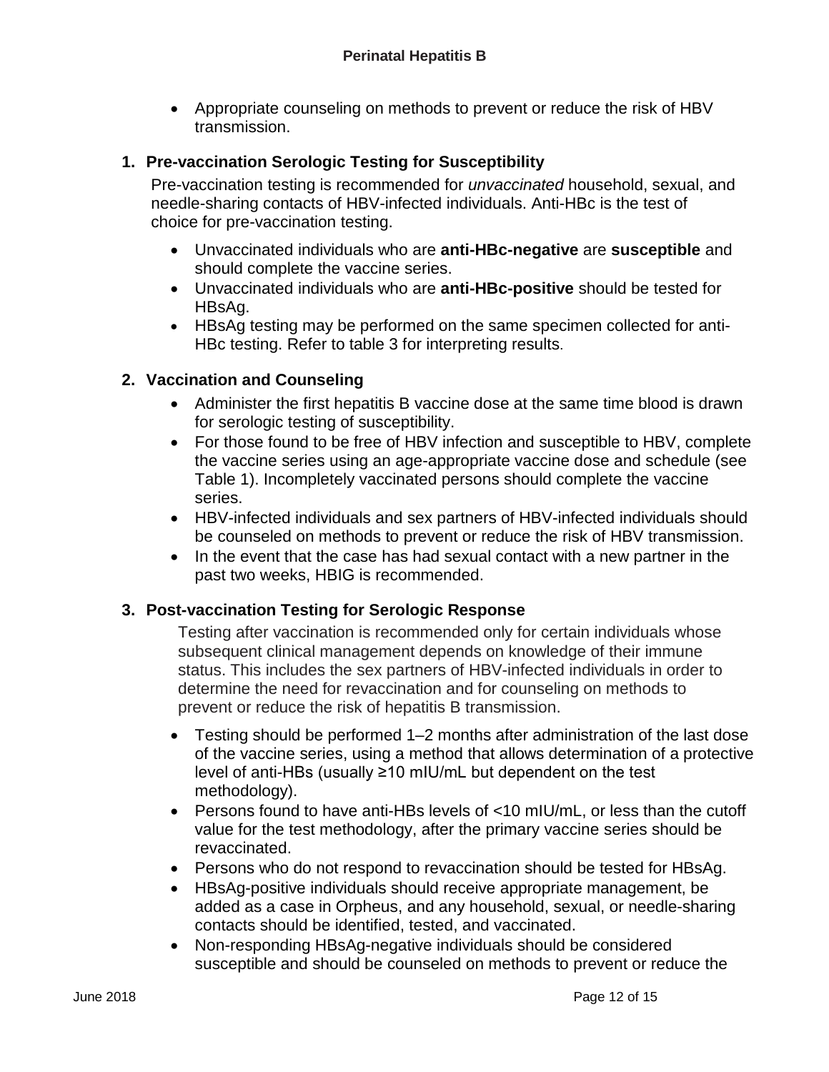- Appropriate counseling on methods to prevent or reduce the risk of HBV transmission.

### 1. Pre-vaccination Serologic Testing for Susceptibility

Pre-vaccination testing is recommended for *unvaccinated* household, sexual, and needle-sharing contacts of HBV-infected individuals. Anti-HBc is the test of choice for pre-vaccination testing.

- Unvaccinated individuals who are **anti-HBc-negative** are **susceptible** and should complete the vaccine series.
- Unvaccinated individuals who are **anti-HBc-positive** should be tested for HBsAg.
- HBsAg testing may be performed on the same specimen collected for anti-HBc testing. Refer to table 3 for interpreting results.

### 2. Vaccination and Counseling

- Administer the first hepatitis B vaccine dose at the same time blood is drawn for serologic testing of susceptibility.
- For those found to be free of HBV infection and susceptible to HBV, complete the vaccine series using an age-appropriate vaccine dose and schedule (see Table 1). Incompletely vaccinated persons should complete the vaccine series.
- HBV-infected individuals and sex partners of HBV-infected individuals should be counseled on methods to prevent or reduce the risk of HBV transmission.
- In the event that the case has had sexual contact with a new partner in the past two weeks, HBIG is recommended.

### 3. Post-vaccination Testing for Serologic Response

Testing after vaccination is recommended only for certain individuals whose subsequent clinical management depends on knowledge of their immune status. This includes the sex partners of HBV-infected individuals in order to determine the need for revaccination and for counseling on methods to prevent or reduce the risk of hepatitis B transmission.

- Testing should be performed 1–2 months after administration of the last dose of the vaccine series, using a method that allows determination of a protective level of anti-HBs (usually ≥10 mIU/mL but dependent on the test methodology).
- Persons found to have anti-HBs levels of <10 mIU/mL, or less than the cutoff value for the test methodology, after the primary vaccine series should be revaccinated.
- Persons who do not respond to revaccination should be tested for HBsAg.
- HBsAg-positive individuals should receive appropriate management, be added as a case in Orpheus, and any household, sexual, or needle-sharing contacts should be identified, tested, and vaccinated.
- Non-responding HBsAg-negative individuals should be considered susceptible and should be counseled on methods to prevent or reduce the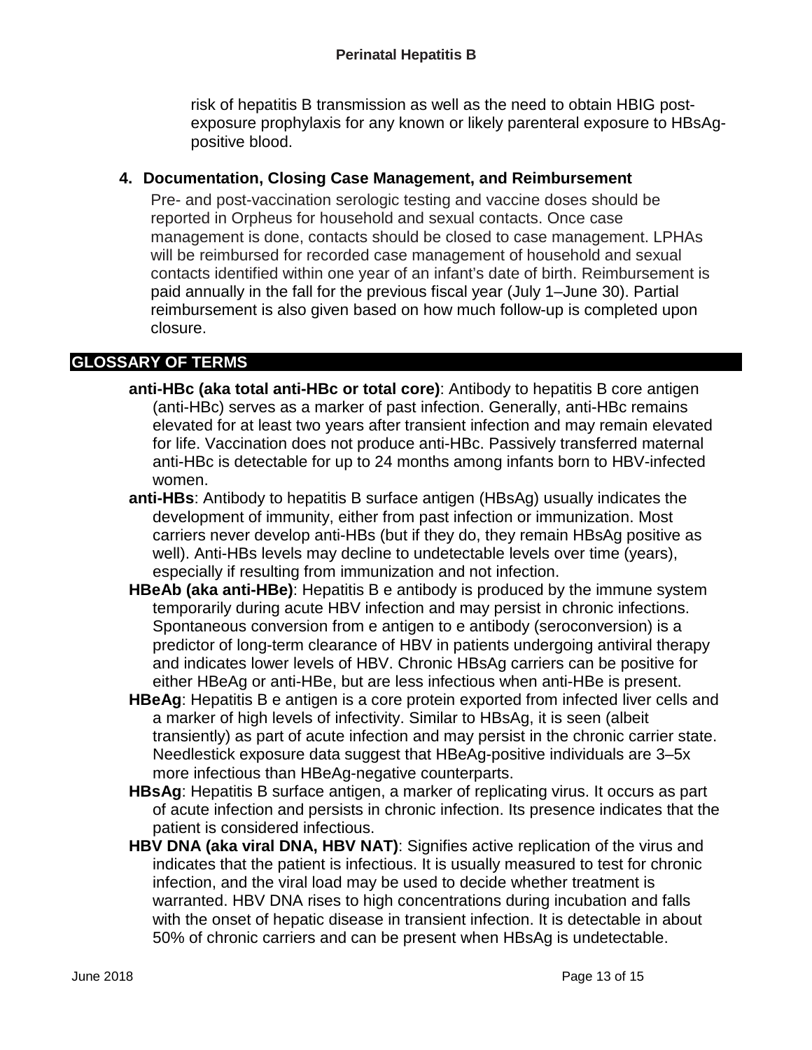risk of hepatitis B transmission as well as the need to obtain HBIG post-exposure prophylaxis for any known or likely parenteral exposure to HBsAg-positive blood.

### 4. Documentation, Closing Case Management, and Reimbursement

Pre- and post-vaccination serologic testing and vaccine doses should be reported in Orpheus for household and sexual contacts. Once case management is done, contacts should be closed to case management. LPHAs will be reimbursed for recorded case management of household and sexual contacts identified within one year of an infant's date of birth. Reimbursement is paid annually in the fall for the previous fiscal year (July 1–June 30). Partial reimbursement is also given based on how much follow-up is completed upon closure.

## GLOSSARY OF TERMS

**anti-HBc (aka total anti-HBc or total core)**: Antibody to hepatitis B core antigen (anti-HBc) serves as a marker of past infection. Generally, anti-HBc remains elevated for at least two years after transient infection and may remain elevated for life. Vaccination does not produce anti-HBc. Passively transferred maternal anti-HBc is detectable for up to 24 months among infants born to HBV-infected women.

**anti-HBs**: Antibody to hepatitis B surface antigen (HBsAg) usually indicates the development of immunity, either from past infection or immunization. Most carriers never develop anti-HBs (but if they do, they remain HBsAg positive as well). Anti-HBs levels may decline to undetectable levels over time (years), especially if resulting from immunization and not infection.

**HBeAb (aka anti-HBe)**: Hepatitis B e antibody is produced by the immune system temporarily during acute HBV infection and may persist in chronic infections. Spontaneous conversion from e antigen to e antibody (seroconversion) is a predictor of long-term clearance of HBV in patients undergoing antiviral therapy and indicates lower levels of HBV. Chronic HBsAg carriers can be positive for either HBeAg or anti-HBe, but are less infectious when anti-HBe is present.

**HBeAg**: Hepatitis B e antigen is a core protein exported from infected liver cells and a marker of high levels of infectivity. Similar to HBsAg, it is seen (albeit transiently) as part of acute infection and may persist in the chronic carrier state. Needlestick exposure data suggest that HBeAg-positive individuals are 3–5x more infectious than HBeAg-negative counterparts.

**HBsAg**: Hepatitis B surface antigen, a marker of replicating virus. It occurs as part of acute infection and persists in chronic infection. Its presence indicates that the patient is considered infectious.

**HBV DNA (aka viral DNA, HBV NAT)**: Signifies active replication of the virus and indicates that the patient is infectious. It is usually measured to test for chronic infection, and the viral load may be used to decide whether treatment is warranted. HBV DNA rises to high concentrations during incubation and falls with the onset of hepatic disease in transient infection. It is detectable in about 50% of chronic carriers and can be present when HBsAg is undetectable.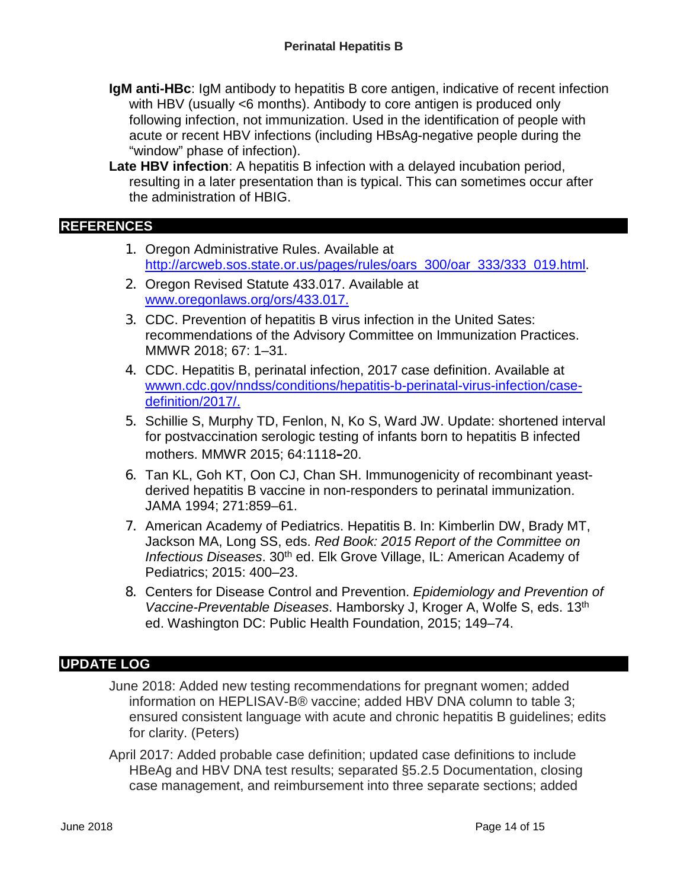**IgM anti-HBc**: IgM antibody to hepatitis B core antigen, indicative of recent infection with HBV (usually <6 months). Antibody to core antigen is produced only following infection, not immunization. Used in the identification of people with acute or recent HBV infections (including HBsAg-negative people during the "window" phase of infection).

**Late HBV infection**: A hepatitis B infection with a delayed incubation period, resulting in a later presentation than is typical. This can sometimes occur after the administration of HBIG.

## REFERENCES

1. Oregon Administrative Rules. Available at http://arcweb.sos.state.or.us/pages/rules/oars_300/oar_333/333_019.html.
2. Oregon Revised Statute 433.017. Available at www.oregonlaws.org/ors/433.017.
3. CDC. Prevention of hepatitis B virus infection in the United Sates: recommendations of the Advisory Committee on Immunization Practices. MMWR 2018; 67: 1–31.
4. CDC. Hepatitis B, perinatal infection, 2017 case definition. Available at wwwn.cdc.gov/nndss/conditions/hepatitis-b-perinatal-virus-infection/case-definition/2017/.
5. Schillie S, Murphy TD, Fenlon, N, Ko S, Ward JW. Update: shortened interval for postvaccination serologic testing of infants born to hepatitis B infected mothers. MMWR 2015; 64:1118–20.
6. Tan KL, Goh KT, Oon CJ, Chan SH. Immunogenicity of recombinant yeast-derived hepatitis B vaccine in non-responders to perinatal immunization. JAMA 1994; 271:859–61.
7. American Academy of Pediatrics. Hepatitis B. In: Kimberlin DW, Brady MT, Jackson MA, Long SS, eds. *Red Book: 2015 Report of the Committee on Infectious Diseases*. 30th ed. Elk Grove Village, IL: American Academy of Pediatrics; 2015: 400–23.
8. Centers for Disease Control and Prevention. *Epidemiology and Prevention of Vaccine-Preventable Diseases*. Hamborsky J, Kroger A, Wolfe S, eds. 13th ed. Washington DC: Public Health Foundation, 2015; 149–74.

## UPDATE LOG

June 2018: Added new testing recommendations for pregnant women; added information on HEPLISAV-B® vaccine; added HBV DNA column to table 3; ensured consistent language with acute and chronic hepatitis B guidelines; edits for clarity. (Peters)

April 2017: Added probable case definition; updated case definitions to include HBeAg and HBV DNA test results; separated §5.2.5 Documentation, closing case management, and reimbursement into three separate sections; added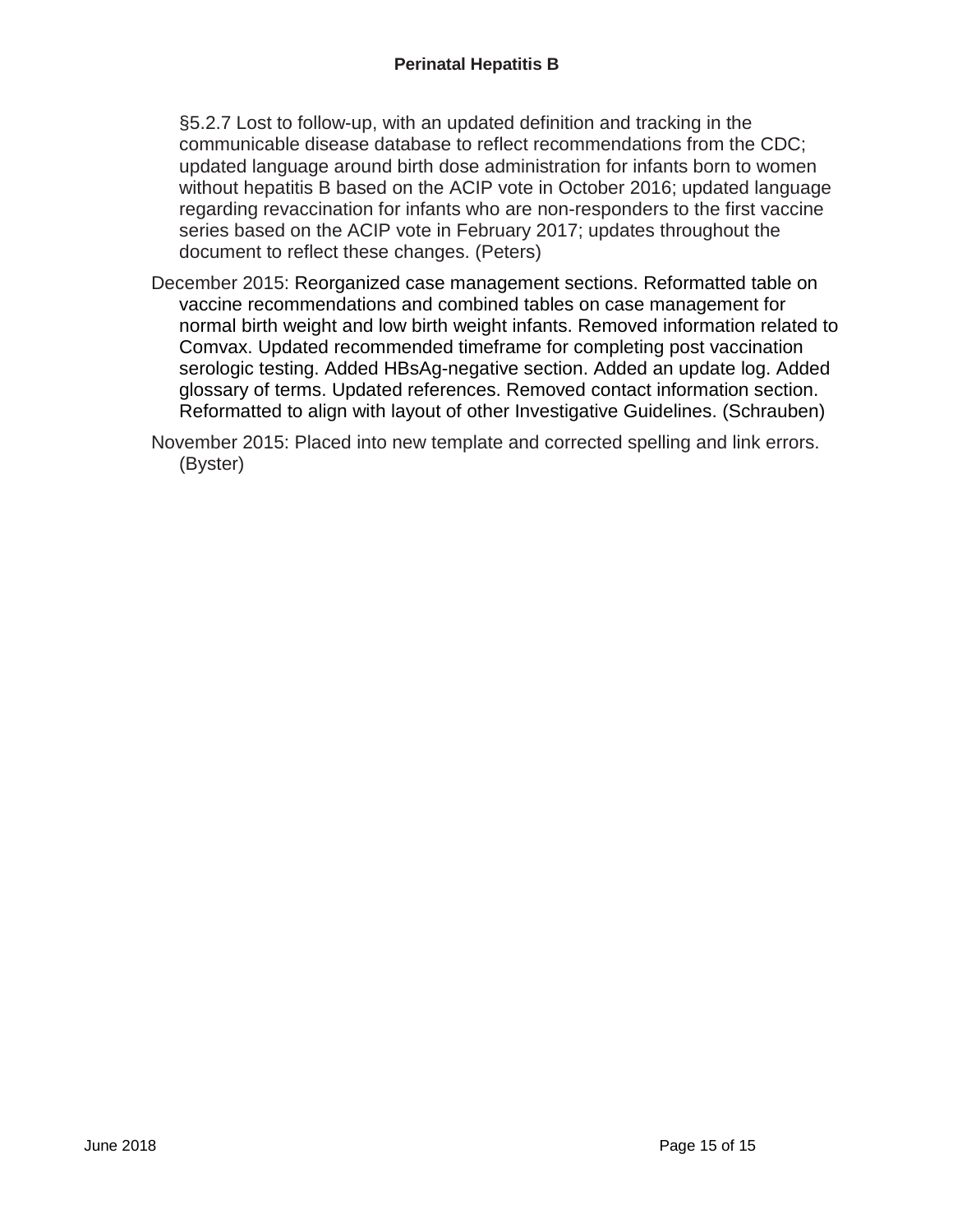§5.2.7 Lost to follow-up, with an updated definition and tracking in the communicable disease database to reflect recommendations from the CDC; updated language around birth dose administration for infants born to women without hepatitis B based on the ACIP vote in October 2016; updated language regarding revaccination for infants who are non-responders to the first vaccine series based on the ACIP vote in February 2017; updates throughout the document to reflect these changes. (Peters)

December 2015: Reorganized case management sections. Reformatted table on vaccine recommendations and combined tables on case management for normal birth weight and low birth weight infants. Removed information related to Comvax. Updated recommended timeframe for completing post vaccination serologic testing. Added HBsAg-negative section. Added an update log. Added glossary of terms. Updated references. Removed contact information section. Reformatted to align with layout of other Investigative Guidelines. (Schrauben)

November 2015: Placed into new template and corrected spelling and link errors. (Byster)